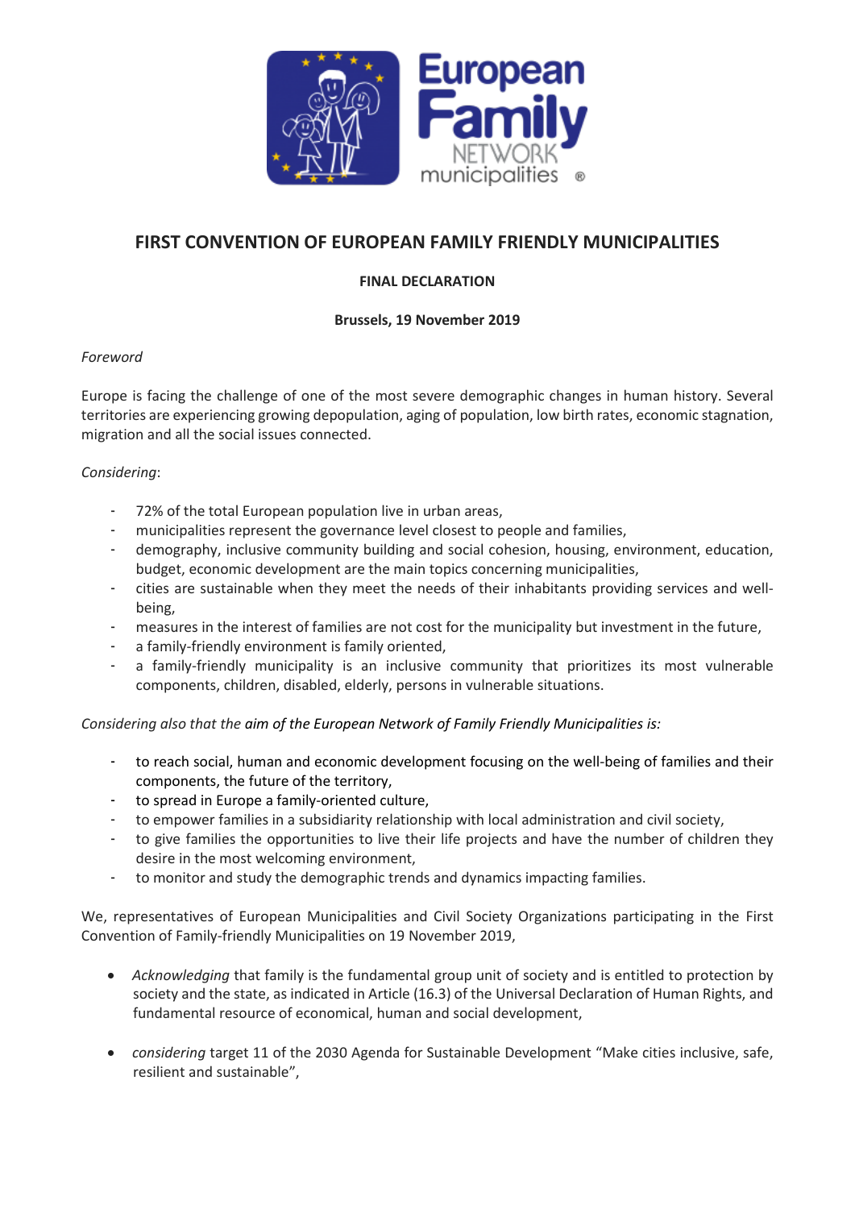# FIRST CONVENTION OF EUROPEAN FAMILY FRIENDLY MUNICIPALITIES

**FINAL DECLARATION**

**Brussels, 19 November 2019**

*Foreword*

Europe is facing the challenge of one of the most severe demographic changes in human history. Several territories are experiencing growing depopulation, aging of population, low birth rates, economic stagnation, migration and all the social issues connected.

*Considering*:

- 72% of the total European population live in urban areas,
- municipalities represent the governance level closest to people and families,
- demography, inclusive community building and social cohesion, housing, environment, education, budget, economic development are the main topics concerning municipalities,
- cities are sustainable when they meet the needs of their inhabitants providing services and well-being,
- measures in the interest of families are not cost for the municipality but investment in the future,
- a family-friendly environment is family oriented,
- a family-friendly municipality is an inclusive community that prioritizes its most vulnerable components, children, disabled, elderly, persons in vulnerable situations.

*Considering also that the aim of the European Network of Family Friendly Municipalities is:*

- to reach social, human and economic development focusing on the well-being of families and their components, the future of the territory,
- to spread in Europe a family-oriented culture,
- to empower families in a subsidiarity relationship with local administration and civil society,
- to give families the opportunities to live their life projects and have the number of children they desire in the most welcoming environment,
- to monitor and study the demographic trends and dynamics impacting families.

We, representatives of European Municipalities and Civil Society Organizations participating in the First Convention of Family-friendly Municipalities on 19 November 2019,

- *Acknowledging* that family is the fundamental group unit of society and is entitled to protection by society and the state, as indicated in Article (16.3) of the Universal Declaration of Human Rights, and fundamental resource of economical, human and social development,

- *considering* target 11 of the 2030 Agenda for Sustainable Development "Make cities inclusive, safe, resilient and sustainable",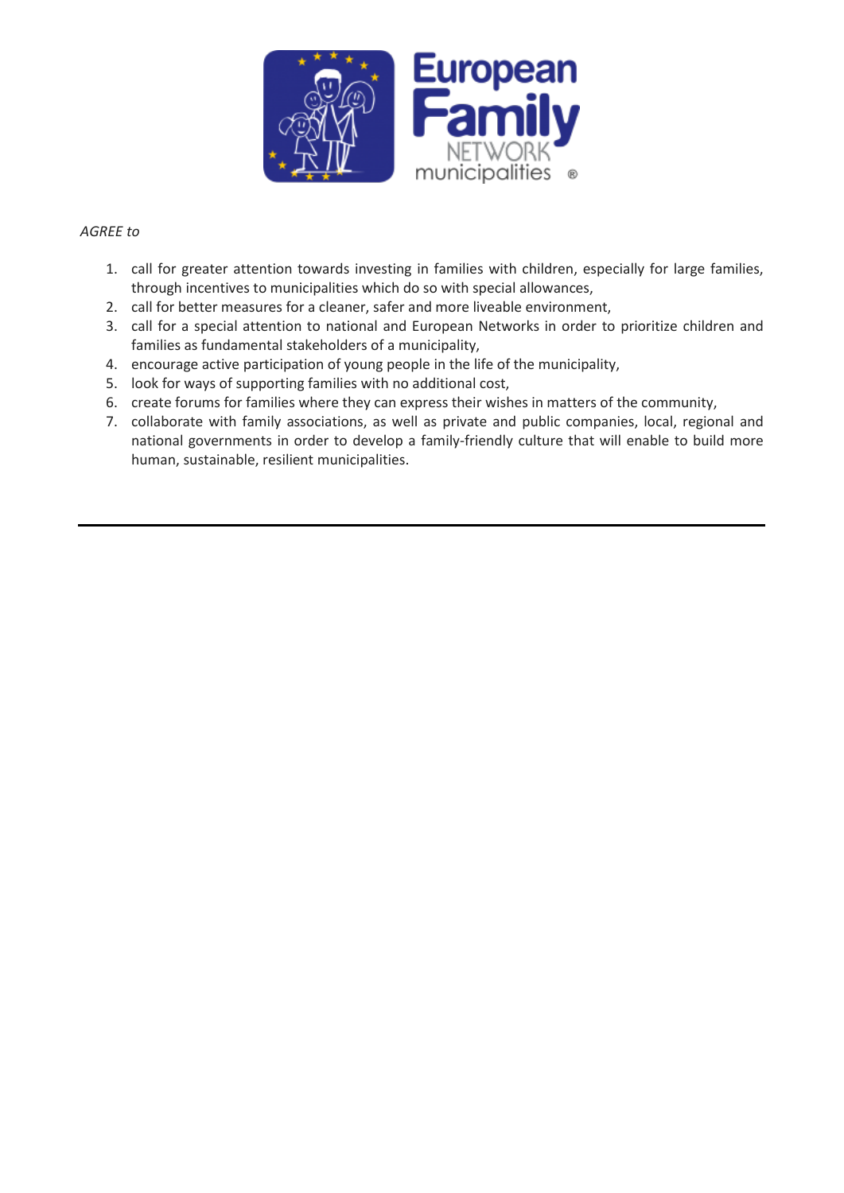*AGREE to*

1. call for greater attention towards investing in families with children, especially for large families, through incentives to municipalities which do so with special allowances,
2. call for better measures for a cleaner, safer and more liveable environment,
3. call for a special attention to national and European Networks in order to prioritize children and families as fundamental stakeholders of a municipality,
4. encourage active participation of young people in the life of the municipality,
5. look for ways of supporting families with no additional cost,
6. create forums for families where they can express their wishes in matters of the community,
7. collaborate with family associations, as well as private and public companies, local, regional and national governments in order to develop a family-friendly culture that will enable to build more human, sustainable, resilient municipalities.

---